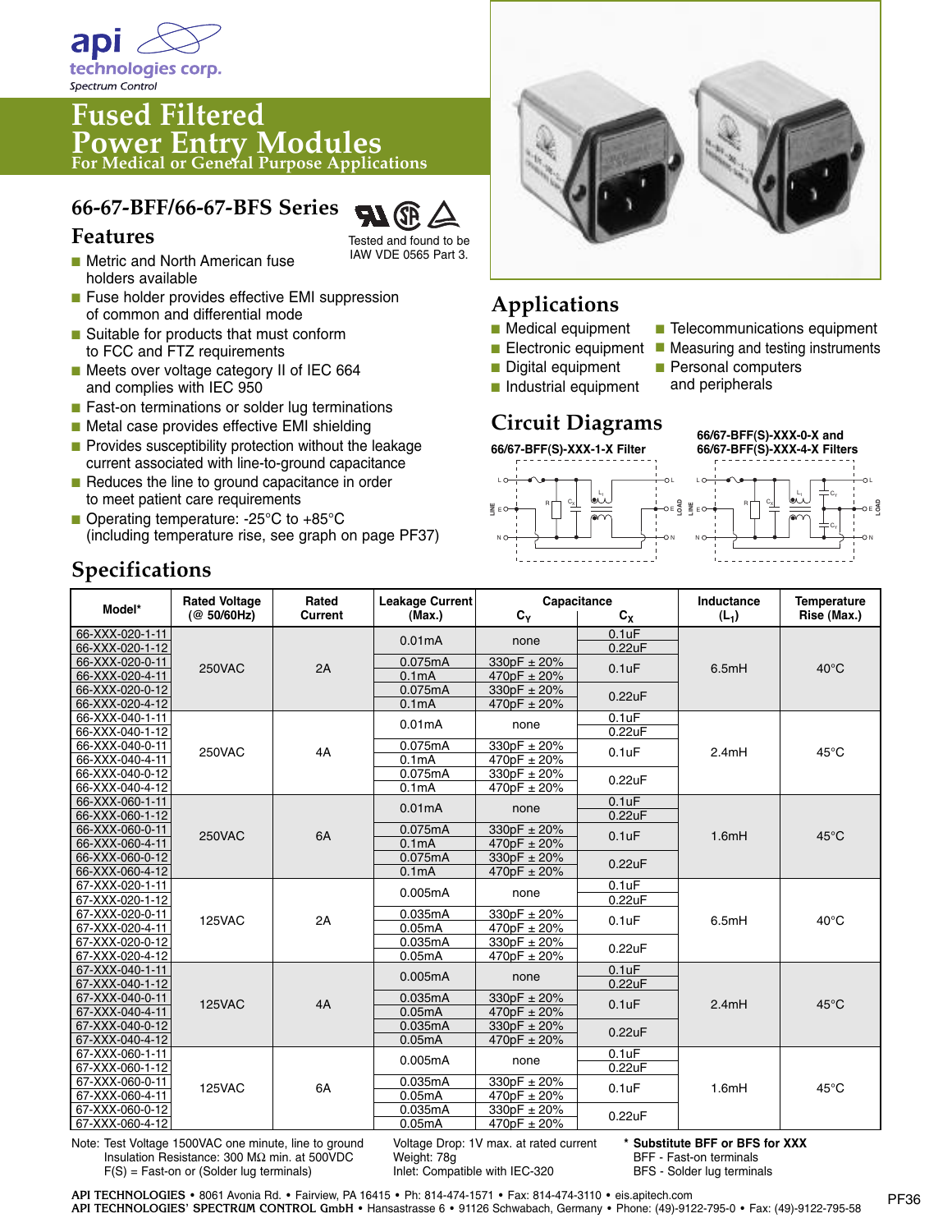api technologies corp.
Spectrum Control

# Fused Filtered Power Entry Modules

For Medical or General Purpose Applications

## 66-67-BFF/66-67-BFS Series

Tested and found to be IAW VDE 0565 Part 3.

### Features

- Metric and North American fuse holders available
- Fuse holder provides effective EMI suppression of common and differential mode
- Suitable for products that must conform to FCC and FTZ requirements
- Meets over voltage category II of IEC 664 and complies with IEC 950
- Fast-on terminations or solder lug terminations
- Metal case provides effective EMI shielding
- Provides susceptibility protection without the leakage current associated with line-to-ground capacitance
- Reduces the line to ground capacitance in order to meet patient care requirements
- Operating temperature: -25°C to +85°C (including temperature rise, see graph on page PF37)

## Applications

- Medical equipment
- Electronic equipment
- Digital equipment
- Industrial equipment
- Telecommunications equipment
- Measuring and testing instruments
- Personal computers and peripherals

## Circuit Diagrams

66/67-BFF(S)-XXX-1-X Filter

66/67-BFF(S)-XXX-0-X and 66/67-BFF(S)-XXX-4-X Filters

## Specifications

| Model* | Rated Voltage (@ 50/60Hz) | Rated Current | Leakage Current (Max.) | Capacitance $C_Y$ | Capacitance $C_X$ | Inductance ($L_1$) | Temperature Rise (Max.) |
|---|---|---|---|---|---|---|---|
| 66-XXX-020-1-11 | 250VAC | 2A | 0.01mA | none | 0.1uF | 6.5mH | 40°C |
| 66-XXX-020-1-12 | | | | | 0.22uF | | |
| 66-XXX-020-0-11 | | | 0.075mA | 330pF ± 20% | 0.1uF | | |
| 66-XXX-020-4-11 | | | 0.1mA | 470pF ± 20% | | | |
| 66-XXX-020-0-12 | | | 0.075mA | 330pF ± 20% | 0.22uF | | |
| 66-XXX-020-4-12 | | | 0.1mA | 470pF ± 20% | | | |
| 66-XXX-040-1-11 | 250VAC | 4A | 0.01mA | none | 0.1uF | 2.4mH | 45°C |
| 66-XXX-040-1-12 | | | | | 0.22uF | | |
| 66-XXX-040-0-11 | | | 0.075mA | 330pF ± 20% | 0.1uF | | |
| 66-XXX-040-4-11 | | | 0.1mA | 470pF ± 20% | | | |
| 66-XXX-040-0-12 | | | 0.075mA | 330pF ± 20% | 0.22uF | | |
| 66-XXX-040-4-12 | | | 0.1mA | 470pF ± 20% | | | |
| 66-XXX-060-1-11 | 250VAC | 6A | 0.01mA | none | 0.1uF | 1.6mH | 45°C |
| 66-XXX-060-1-12 | | | | | 0.22uF | | |
| 66-XXX-060-0-11 | | | 0.075mA | 330pF ± 20% | 0.1uF | | |
| 66-XXX-060-4-11 | | | 0.1mA | 470pF ± 20% | | | |
| 66-XXX-060-0-12 | | | 0.075mA | 330pF ± 20% | 0.22uF | | |
| 66-XXX-060-4-12 | | | 0.1mA | 470pF ± 20% | | | |
| 67-XXX-020-1-11 | 125VAC | 2A | 0.005mA | none | 0.1uF | 6.5mH | 40°C |
| 67-XXX-020-1-12 | | | | | 0.22uF | | |
| 67-XXX-020-0-11 | | | 0.035mA | 330pF ± 20% | 0.1uF | | |
| 67-XXX-020-4-11 | | | 0.05mA | 470pF ± 20% | | | |
| 67-XXX-020-0-12 | | | 0.035mA | 330pF ± 20% | 0.22uF | | |
| 67-XXX-020-4-12 | | | 0.05mA | 470pF ± 20% | | | |
| 67-XXX-040-1-11 | 125VAC | 4A | 0.005mA | none | 0.1uF | 2.4mH | 45°C |
| 67-XXX-040-1-12 | | | | | 0.22uF | | |
| 67-XXX-040-0-11 | | | 0.035mA | 330pF ± 20% | 0.1uF | | |
| 67-XXX-040-4-11 | | | 0.05mA | 470pF ± 20% | | | |
| 67-XXX-040-0-12 | | | 0.035mA | 330pF ± 20% | 0.22uF | | |
| 67-XXX-040-4-12 | | | 0.05mA | 470pF ± 20% | | | |
| 67-XXX-060-1-11 | 125VAC | 6A | 0.005mA | none | 0.1uF | 1.6mH | 45°C |
| 67-XXX-060-1-12 | | | | | 0.22uF | | |
| 67-XXX-060-0-11 | | | 0.035mA | 330pF ± 20% | 0.1uF | | |
| 67-XXX-060-4-11 | | | 0.05mA | 470pF ± 20% | | | |
| 67-XXX-060-0-12 | | | 0.035mA | 330pF ± 20% | 0.22uF | | |
| 67-XXX-060-4-12 | | | 0.05mA | 470pF ± 20% | | | |

Note: Test Voltage 1500VAC one minute, line to ground
Insulation Resistance: 300 MΩ min. at 500VDC
F(S) = Fast-on or (Solder lug terminals)

Voltage Drop: 1V max. at rated current
Weight: 78g
Inlet: Compatible with IEC-320

**\* Substitute BFF or BFS for XXX**
BFF - Fast-on terminals
BFS - Solder lug terminals

API TECHNOLOGIES • 8061 Avonia Rd. • Fairview, PA 16415 • Ph: 814-474-1571 • Fax: 814-474-3110 • eis.apitech.com
API TECHNOLOGIES' SPECTRUM CONTROL GmbH • Hansastrasse 6 • 91126 Schwabach, Germany • Phone: (49)-9122-795-0 • Fax: (49)-9122-795-58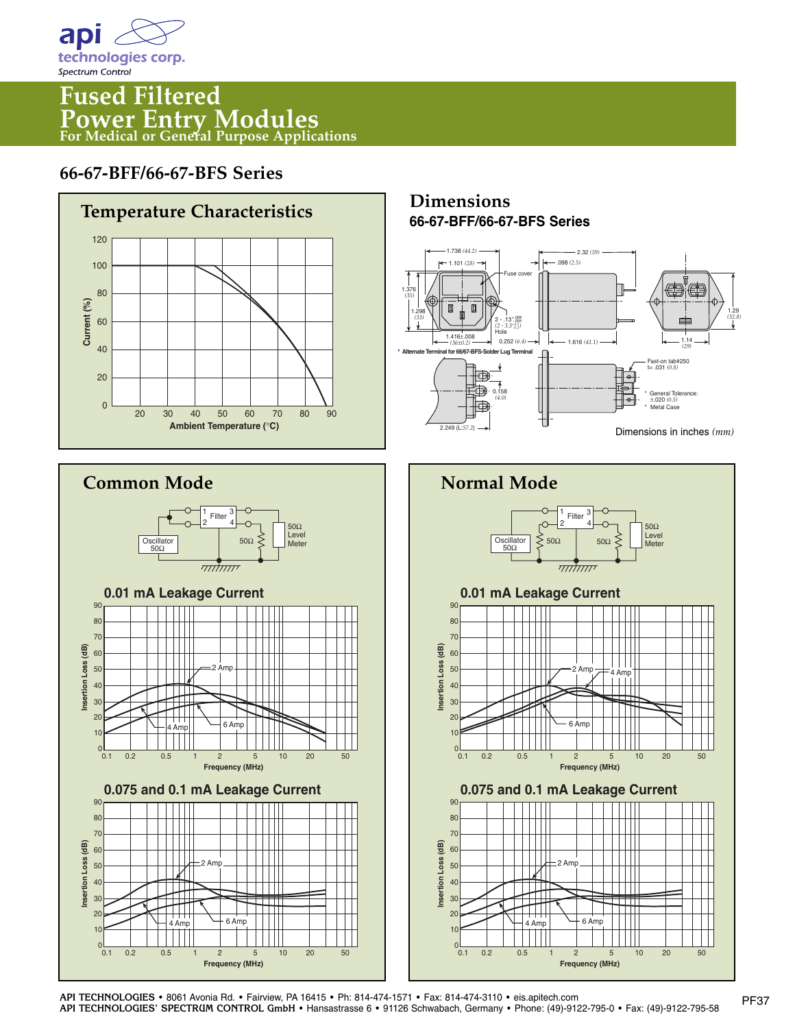# Fused Filtered Power Entry Modules

For Medical or General Purpose Applications

## 66-67-BFF/66-67-BFS Series

### Temperature Characteristics

Current (%)

120
100
80
60
40
20
0

20 30 40 50 60 70 80 90

Ambient Temperature (°C)

### Dimensions

**66-67-BFF/66-67-BFS Series**

1.738 *(44.2)*
1.101 *(28)*
2.32 *(59)*
.098 *(2.5)*
Fuse cover
1.376 *(35)*
1.298 *(33)*
2 - .13 (2 - 3.3) Hole
1.416±.008 *(36±0.2)*
0.252 *(6.4)*
1.616 *(41.1)*
1.29 *(32.8)*
1.14 *(29)*

\* Alternate Terminal for 66/67-BFS-Solder Lug Terminal

0.158 *(4.0)*
2.249 (L:*57.2*)

Fast-on tab#250
t= .031 *(0.8)*

\* General Tolerance: ±.020 *(0.5)*
\* Metal Case

Dimensions in inches *(mm)*

### Common Mode

Oscillator 50Ω
Filter 1 2 3 4
50Ω
50Ω Level Meter

**0.01 mA Leakage Current**

Insertion Loss (dB)
Frequency (MHz)
2 Amp
4 Amp
6 Amp

**0.075 and 0.1 mA Leakage Current**

Insertion Loss (dB)
Frequency (MHz)
2 Amp
4 Amp
6 Amp

### Normal Mode

Oscillator 50Ω
Filter 1 2 3 4
50Ω
50Ω
50Ω Level Meter

**0.01 mA Leakage Current**

Insertion Loss (dB)
Frequency (MHz)
2 Amp
4 Amp
6 Amp

**0.075 and 0.1 mA Leakage Current**

Insertion Loss (dB)
Frequency (MHz)
2 Amp
4 Amp
6 Amp

API TECHNOLOGIES • 8061 Avonia Rd. • Fairview, PA 16415 • Ph: 814-474-1571 • Fax: 814-474-3110 • eis.apitech.com
API TECHNOLOGIES' SPECTRUM CONTROL GmbH • Hansastrasse 6 • 91126 Schwabach, Germany • Phone: (49)-9122-795-0 • Fax: (49)-9122-795-58